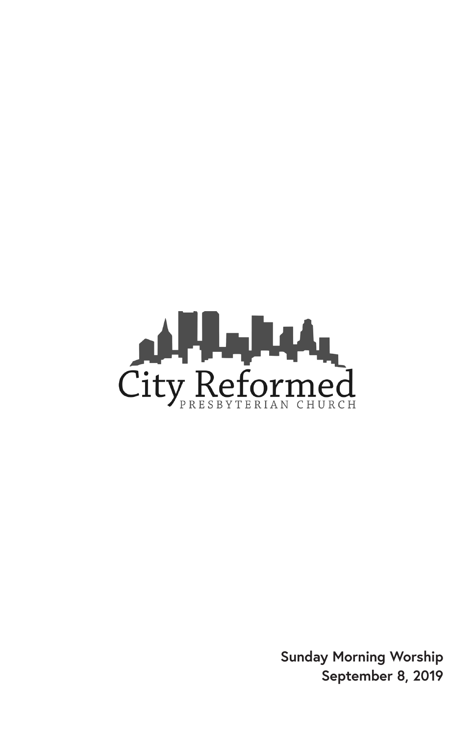City Reformed

PRESBYTERIAN CHURCH

**Sunday Morning Worship**
**September 8, 2019**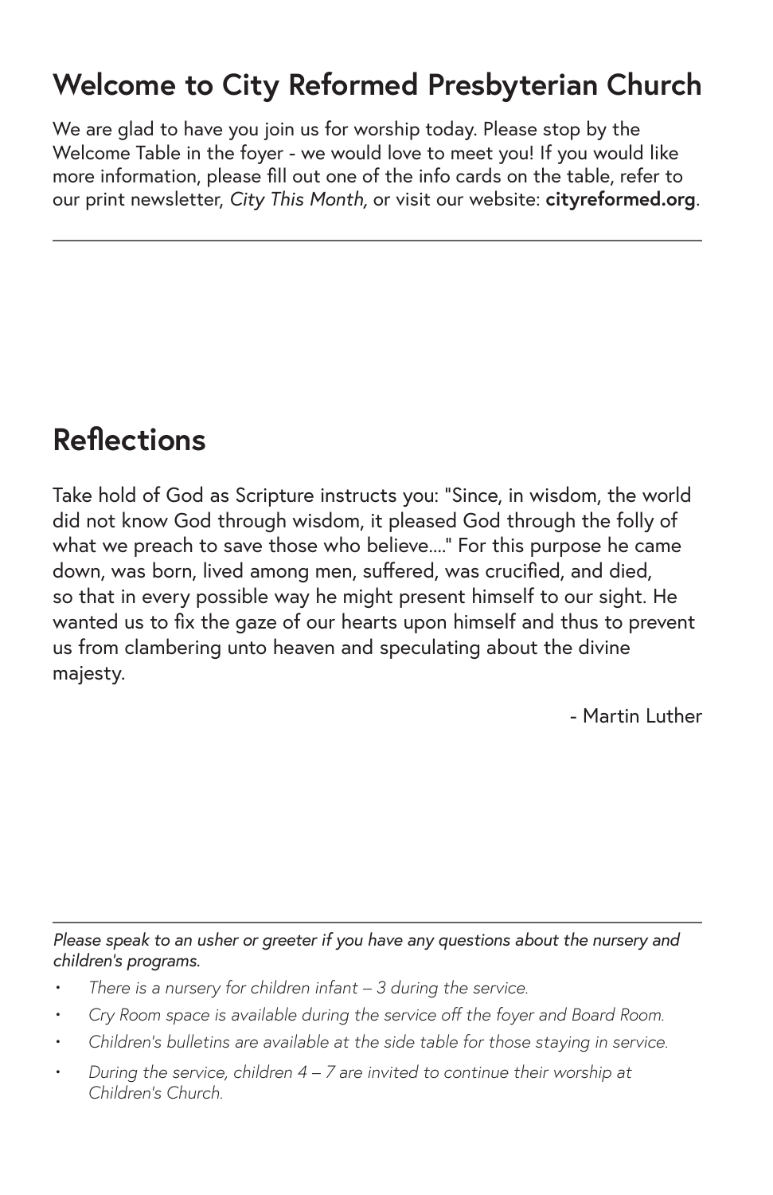## Welcome to City Reformed Presbyterian Church

We are glad to have you join us for worship today. Please stop by the Welcome Table in the foyer - we would love to meet you! If you would like more information, please fill out one of the info cards on the table, refer to our print newsletter, *City This Month,* or visit our website: **cityreformed.org**.

---

## Reflections

Take hold of God as Scripture instructs you: "Since, in wisdom, the world did not know God through wisdom, it pleased God through the folly of what we preach to save those who believe...." For this purpose he came down, was born, lived among men, suffered, was crucified, and died, so that in every possible way he might present himself to our sight. He wanted us to fix the gaze of our hearts upon himself and thus to prevent us from clambering unto heaven and speculating about the divine majesty.

- Martin Luther

---

*Please speak to an usher or greeter if you have any questions about the nursery and children's programs.*

- *There is a nursery for children infant – 3 during the service.*
- *Cry Room space is available during the service off the foyer and Board Room.*
- *Children's bulletins are available at the side table for those staying in service.*
- *During the service, children 4 – 7 are invited to continue their worship at Children's Church.*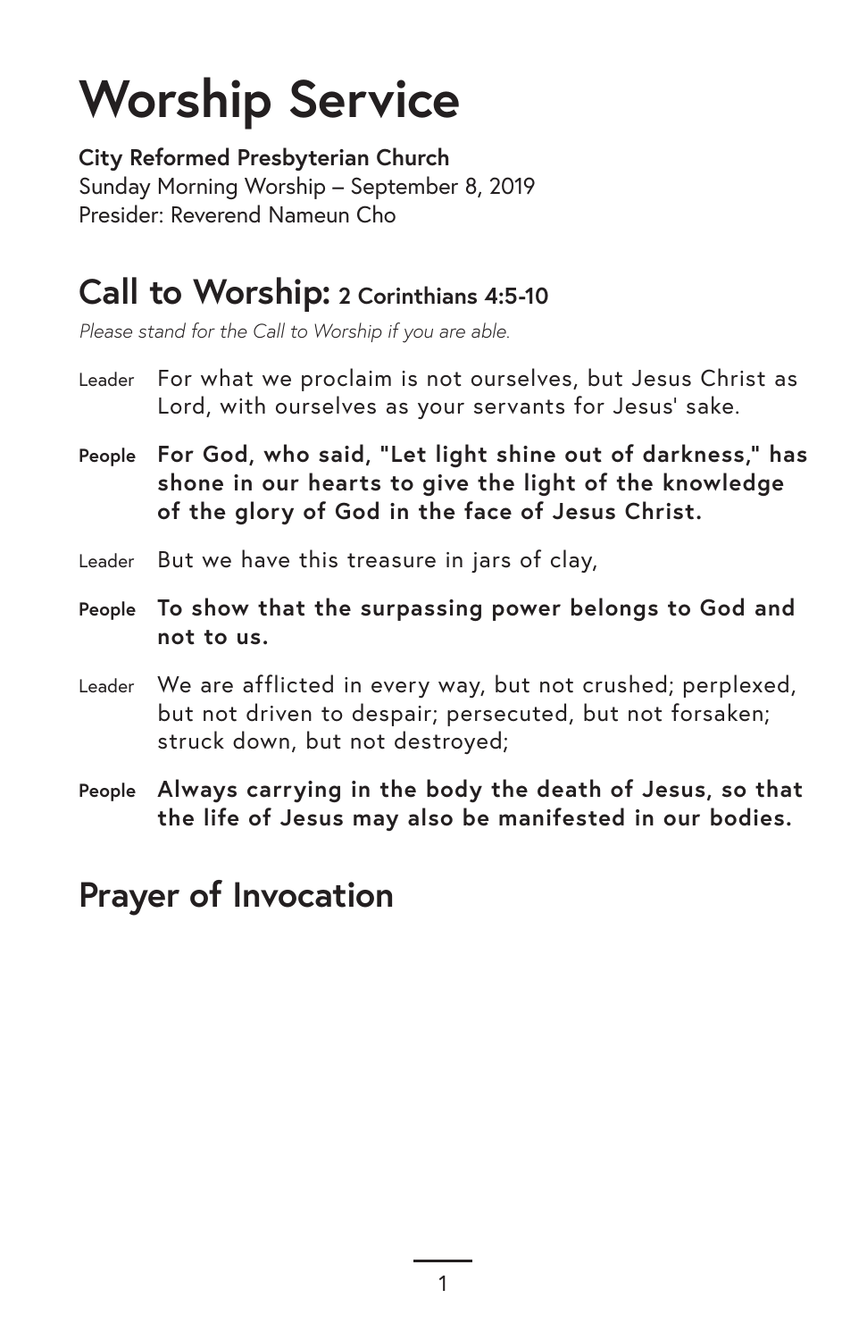# Worship Service

**City Reformed Presbyterian Church**
Sunday Morning Worship – September 8, 2019
Presider: Reverend Nameun Cho

## Call to Worship: 2 Corinthians 4:5-10

*Please stand for the Call to Worship if you are able.*

Leader For what we proclaim is not ourselves, but Jesus Christ as Lord, with ourselves as your servants for Jesus' sake.

**People For God, who said, "Let light shine out of darkness," has shone in our hearts to give the light of the knowledge of the glory of God in the face of Jesus Christ.**

Leader But we have this treasure in jars of clay,

**People To show that the surpassing power belongs to God and not to us.**

Leader We are afflicted in every way, but not crushed; perplexed, but not driven to despair; persecuted, but not forsaken; struck down, but not destroyed;

**People Always carrying in the body the death of Jesus, so that the life of Jesus may also be manifested in our bodies.**

## Prayer of Invocation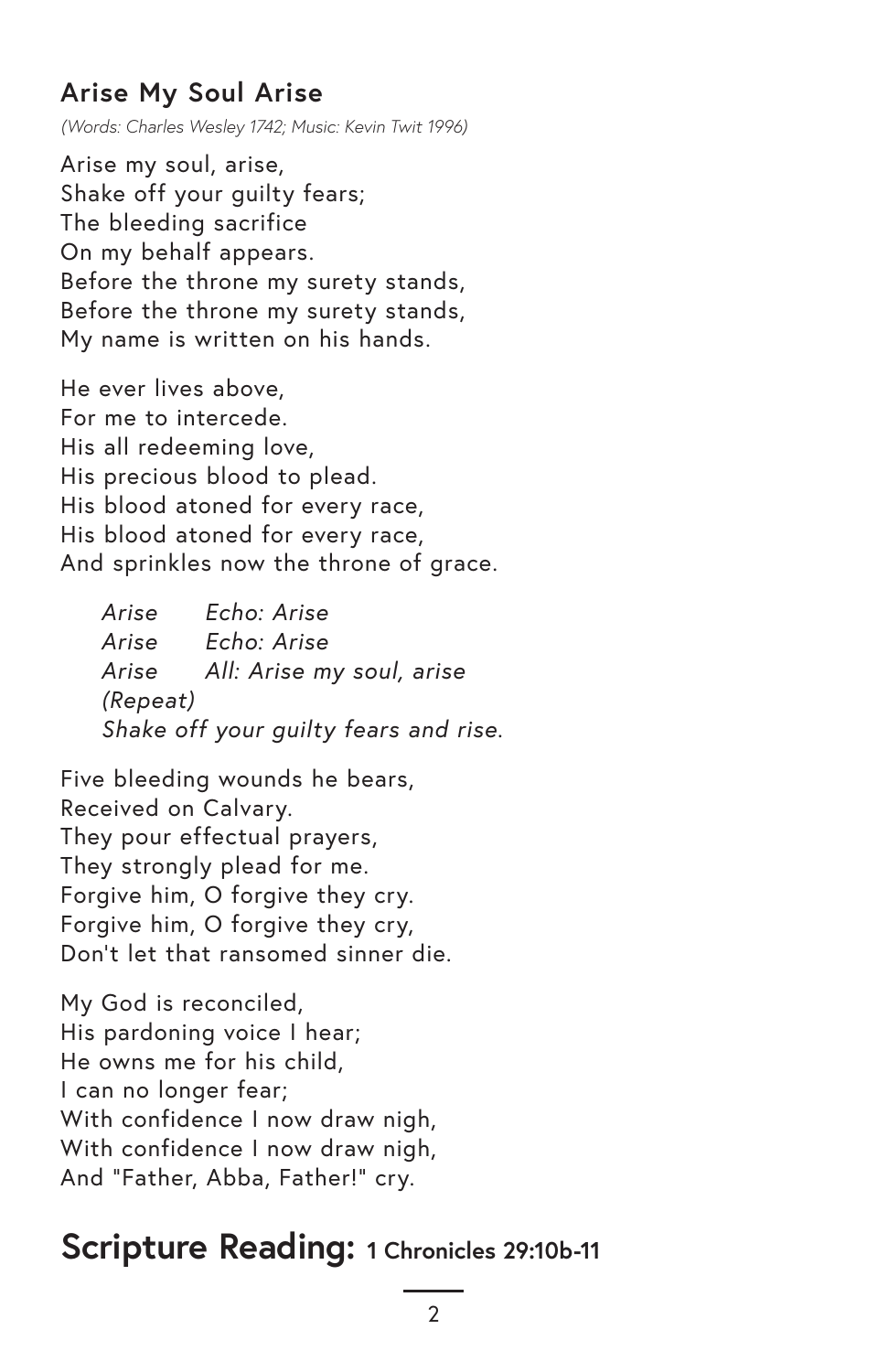### Arise My Soul Arise

*(Words: Charles Wesley 1742; Music: Kevin Twit 1996)*

Arise my soul, arise,
Shake off your guilty fears;
The bleeding sacrifice
On my behalf appears.
Before the throne my surety stands,
Before the throne my surety stands,
My name is written on his hands.

He ever lives above,
For me to intercede.
His all redeeming love,
His precious blood to plead.
His blood atoned for every race,
His blood atoned for every race,
And sprinkles now the throne of grace.

*Arise Echo: Arise*
*Arise Echo: Arise*
*Arise All: Arise my soul, arise*
*(Repeat)*
*Shake off your guilty fears and rise.*

Five bleeding wounds he bears,
Received on Calvary.
They pour effectual prayers,
They strongly plead for me.
Forgive him, O forgive they cry.
Forgive him, O forgive they cry,
Don't let that ransomed sinner die.

My God is reconciled,
His pardoning voice I hear;
He owns me for his child,
I can no longer fear;
With confidence I now draw nigh,
With confidence I now draw nigh,
And "Father, Abba, Father!" cry.

## Scripture Reading: 1 Chronicles 29:10b-11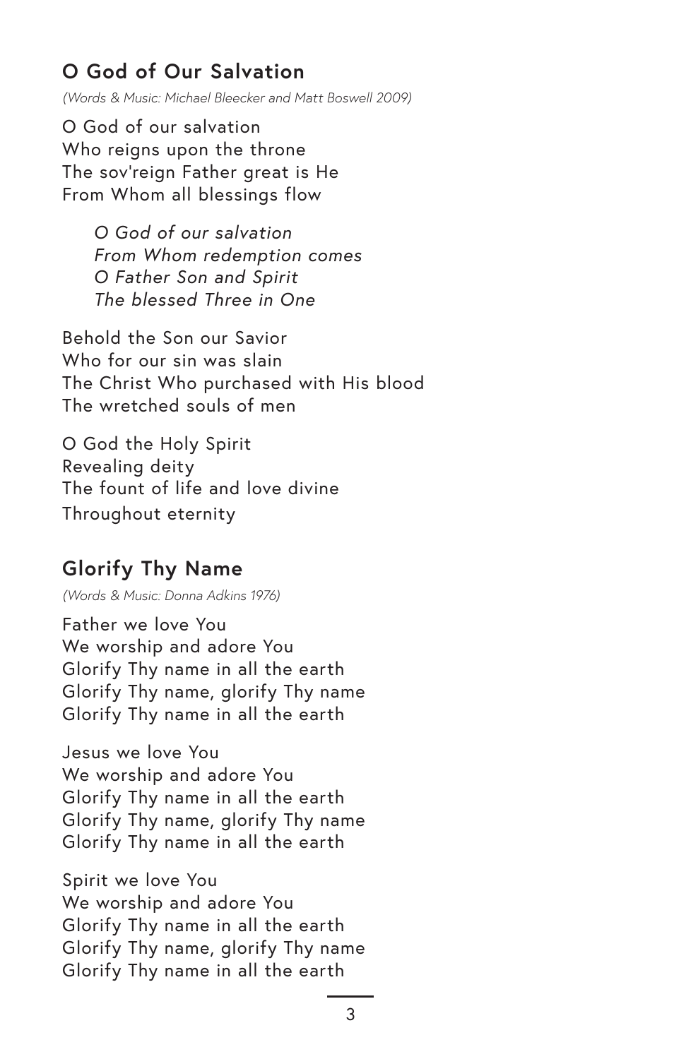## O God of Our Salvation

*(Words & Music: Michael Bleecker and Matt Boswell 2009)*

O God of our salvation
Who reigns upon the throne
The sov'reign Father great is He
From Whom all blessings flow

> *O God of our salvation*
> *From Whom redemption comes*
> *O Father Son and Spirit*
> *The blessed Three in One*

Behold the Son our Savior
Who for our sin was slain
The Christ Who purchased with His blood
The wretched souls of men

O God the Holy Spirit
Revealing deity
The fount of life and love divine
Throughout eternity

## Glorify Thy Name

*(Words & Music: Donna Adkins 1976)*

Father we love You
We worship and adore You
Glorify Thy name in all the earth
Glorify Thy name, glorify Thy name
Glorify Thy name in all the earth

Jesus we love You
We worship and adore You
Glorify Thy name in all the earth
Glorify Thy name, glorify Thy name
Glorify Thy name in all the earth

Spirit we love You
We worship and adore You
Glorify Thy name in all the earth
Glorify Thy name, glorify Thy name
Glorify Thy name in all the earth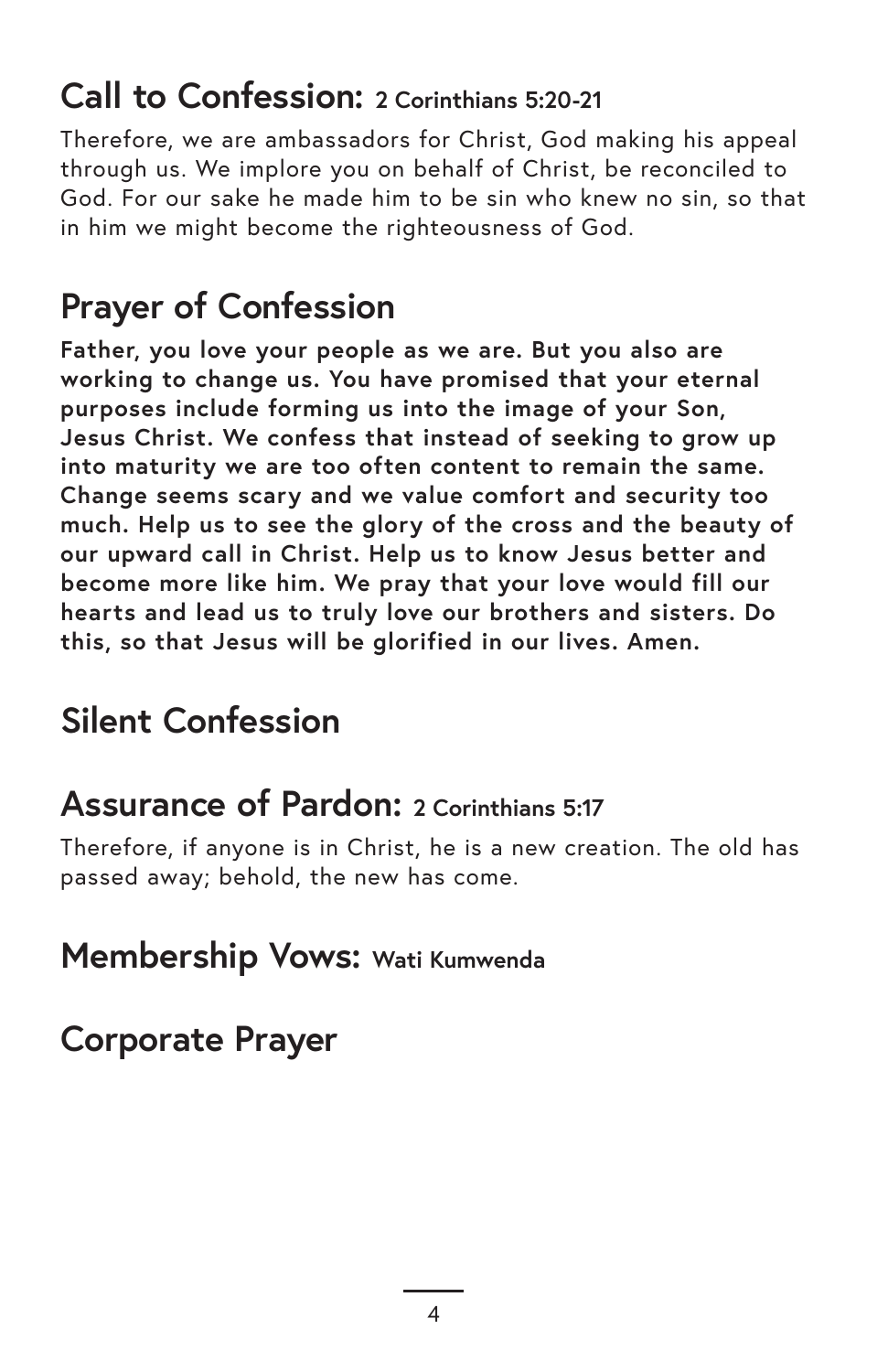## Call to Confession: 2 Corinthians 5:20-21

Therefore, we are ambassadors for Christ, God making his appeal through us. We implore you on behalf of Christ, be reconciled to God. For our sake he made him to be sin who knew no sin, so that in him we might become the righteousness of God.

## Prayer of Confession

**Father, you love your people as we are. But you also are working to change us. You have promised that your eternal purposes include forming us into the image of your Son, Jesus Christ. We confess that instead of seeking to grow up into maturity we are too often content to remain the same. Change seems scary and we value comfort and security too much. Help us to see the glory of the cross and the beauty of our upward call in Christ. Help us to know Jesus better and become more like him. We pray that your love would fill our hearts and lead us to truly love our brothers and sisters. Do this, so that Jesus will be glorified in our lives. Amen.**

## Silent Confession

## Assurance of Pardon: 2 Corinthians 5:17

Therefore, if anyone is in Christ, he is a new creation. The old has passed away; behold, the new has come.

## Membership Vows: Wati Kumwenda

## Corporate Prayer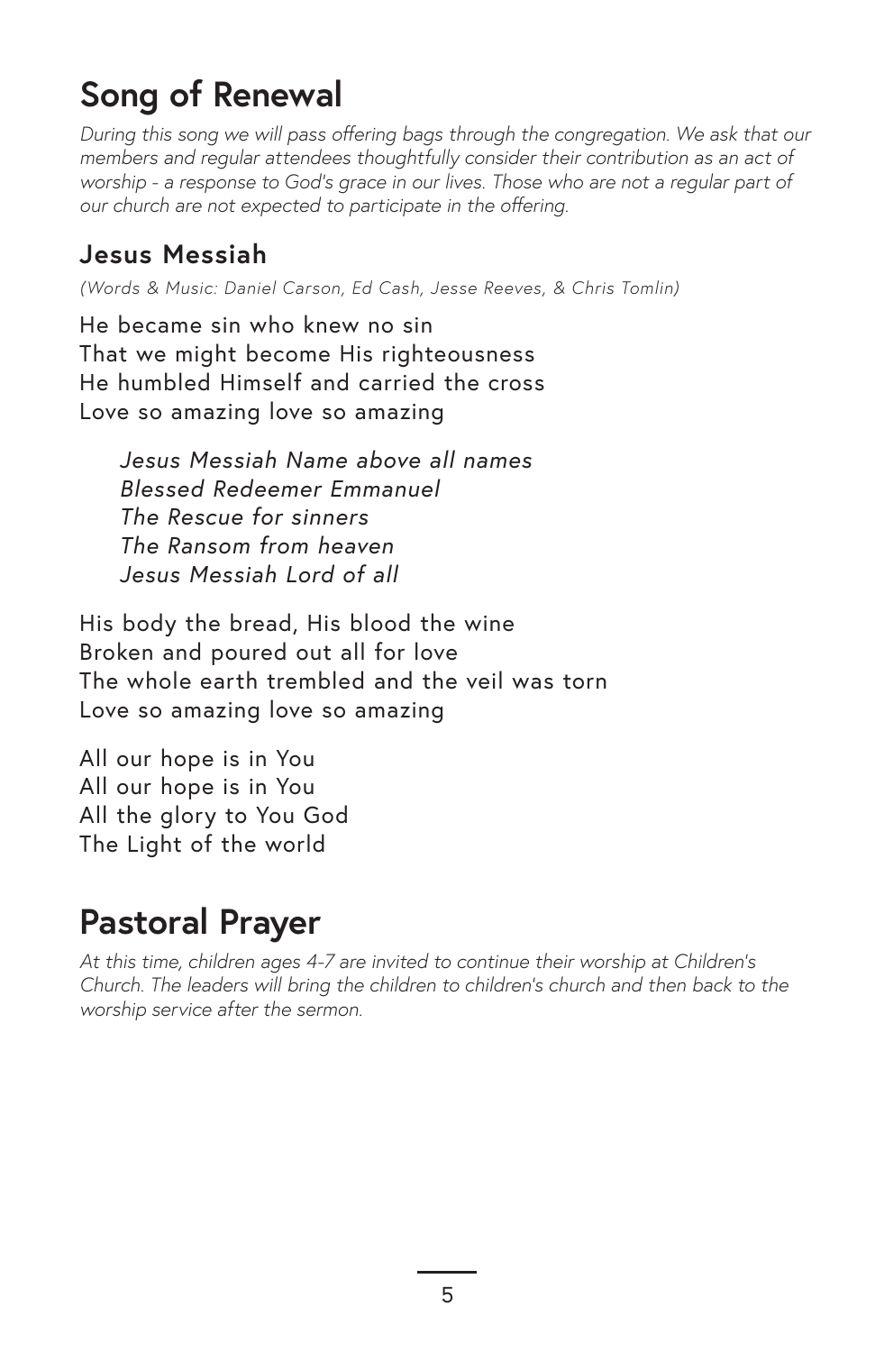# Song of Renewal

*During this song we will pass offering bags through the congregation. We ask that our members and regular attendees thoughtfully consider their contribution as an act of worship - a response to God's grace in our lives. Those who are not a regular part of our church are not expected to participate in the offering.*

## Jesus Messiah

*(Words & Music: Daniel Carson, Ed Cash, Jesse Reeves, & Chris Tomlin)*

He became sin who knew no sin
That we might become His righteousness
He humbled Himself and carried the cross
Love so amazing love so amazing

> *Jesus Messiah Name above all names*
> *Blessed Redeemer Emmanuel*
> *The Rescue for sinners*
> *The Ransom from heaven*
> *Jesus Messiah Lord of all*

His body the bread, His blood the wine
Broken and poured out all for love
The whole earth trembled and the veil was torn
Love so amazing love so amazing

All our hope is in You
All our hope is in You
All the glory to You God
The Light of the world

# Pastoral Prayer

*At this time, children ages 4-7 are invited to continue their worship at Children's Church. The leaders will bring the children to children's church and then back to the worship service after the sermon.*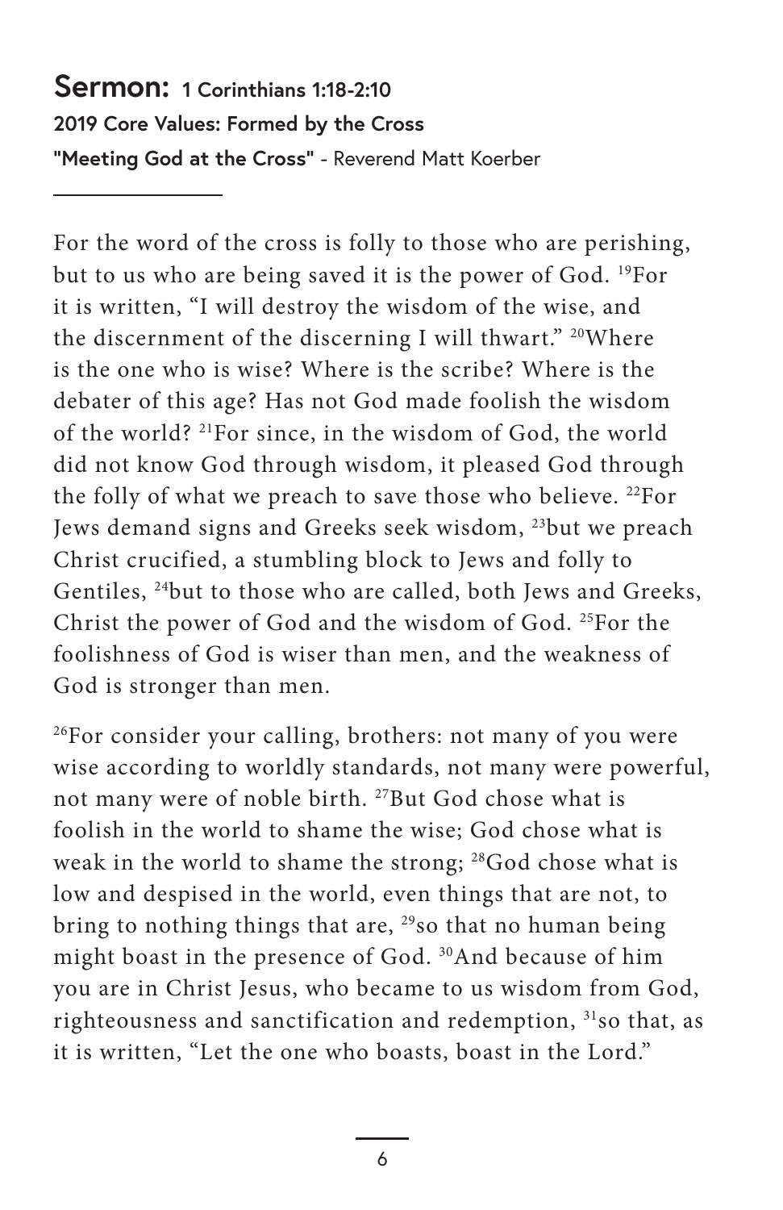## Sermon: 1 Corinthians 1:18-2:10

**2019 Core Values: Formed by the Cross**

**"Meeting God at the Cross"** - Reverend Matt Koerber

---

For the word of the cross is folly to those who are perishing, but to us who are being saved it is the power of God. [19]For it is written, "I will destroy the wisdom of the wise, and the discernment of the discerning I will thwart." [20]Where is the one who is wise? Where is the scribe? Where is the debater of this age? Has not God made foolish the wisdom of the world? [21]For since, in the wisdom of God, the world did not know God through wisdom, it pleased God through the folly of what we preach to save those who believe. [22]For Jews demand signs and Greeks seek wisdom, [23]but we preach Christ crucified, a stumbling block to Jews and folly to Gentiles, [24]but to those who are called, both Jews and Greeks, Christ the power of God and the wisdom of God. [25]For the foolishness of God is wiser than men, and the weakness of God is stronger than men.

[26]For consider your calling, brothers: not many of you were wise according to worldly standards, not many were powerful, not many were of noble birth. [27]But God chose what is foolish in the world to shame the wise; God chose what is weak in the world to shame the strong; [28]God chose what is low and despised in the world, even things that are not, to bring to nothing things that are, [29]so that no human being might boast in the presence of God. [30]And because of him you are in Christ Jesus, who became to us wisdom from God, righteousness and sanctification and redemption, [31]so that, as it is written, "Let the one who boasts, boast in the Lord."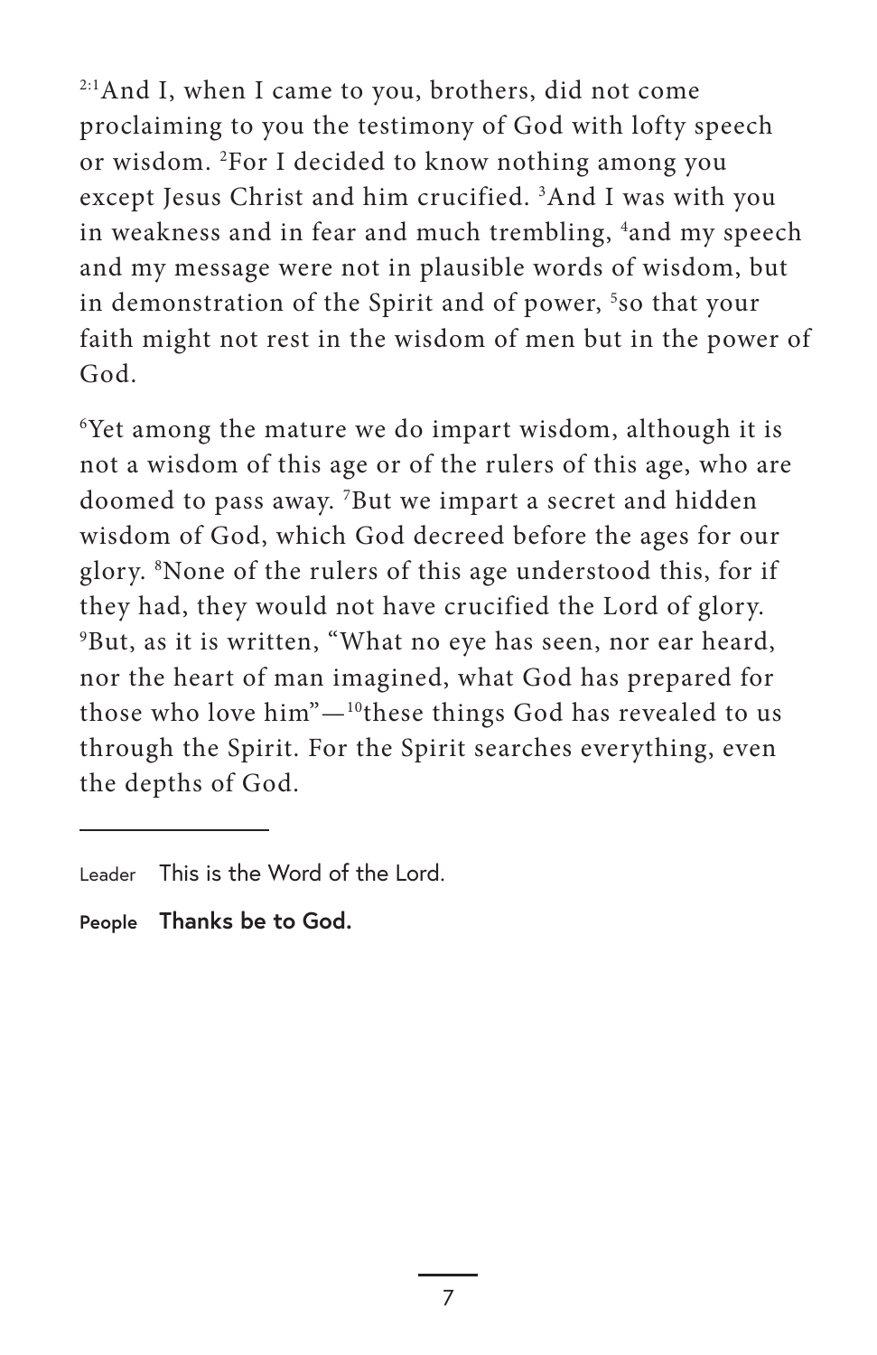[2:1]And I, when I came to you, brothers, did not come proclaiming to you the testimony of God with lofty speech or wisdom. [2]For I decided to know nothing among you except Jesus Christ and him crucified. [3]And I was with you in weakness and in fear and much trembling, [4]and my speech and my message were not in plausible words of wisdom, but in demonstration of the Spirit and of power, [5]so that your faith might not rest in the wisdom of men but in the power of God.

[6]Yet among the mature we do impart wisdom, although it is not a wisdom of this age or of the rulers of this age, who are doomed to pass away. [7]But we impart a secret and hidden wisdom of God, which God decreed before the ages for our glory. [8]None of the rulers of this age understood this, for if they had, they would not have crucified the Lord of glory. [9]But, as it is written, "What no eye has seen, nor ear heard, nor the heart of man imagined, what God has prepared for those who love him"—[10]these things God has revealed to us through the Spirit. For the Spirit searches everything, even the depths of God.

---

Leader This is the Word of the Lord.

**People Thanks be to God.**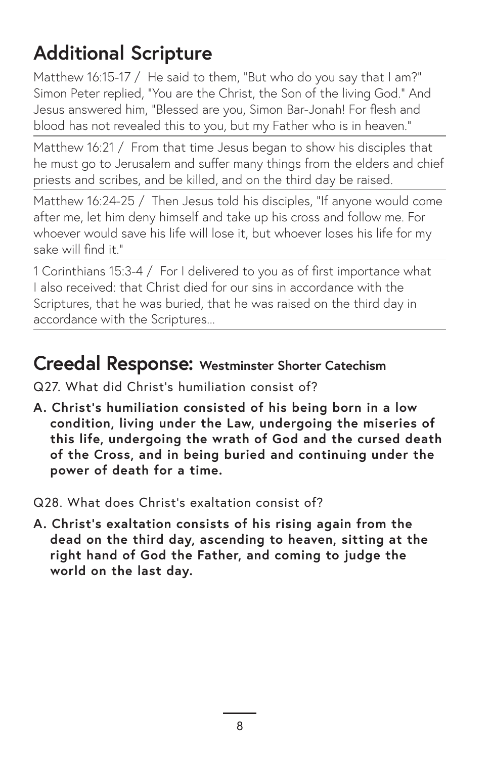## Additional Scripture

Matthew 16:15-17 / He said to them, "But who do you say that I am?" Simon Peter replied, "You are the Christ, the Son of the living God." And Jesus answered him, "Blessed are you, Simon Bar-Jonah! For flesh and blood has not revealed this to you, but my Father who is in heaven."

Matthew 16:21 / From that time Jesus began to show his disciples that he must go to Jerusalem and suffer many things from the elders and chief priests and scribes, and be killed, and on the third day be raised.

Matthew 16:24-25 / Then Jesus told his disciples, "If anyone would come after me, let him deny himself and take up his cross and follow me. For whoever would save his life will lose it, but whoever loses his life for my sake will find it."

1 Corinthians 15:3-4 / For I delivered to you as of first importance what I also received: that Christ died for our sins in accordance with the Scriptures, that he was buried, that he was raised on the third day in accordance with the Scriptures...

## Creedal Response: Westminster Shorter Catechism

Q27. What did Christ's humiliation consist of?

**A. Christ's humiliation consisted of his being born in a low condition, living under the Law, undergoing the miseries of this life, undergoing the wrath of God and the cursed death of the Cross, and in being buried and continuing under the power of death for a time.**

Q28. What does Christ's exaltation consist of?

**A. Christ's exaltation consists of his rising again from the dead on the third day, ascending to heaven, sitting at the right hand of God the Father, and coming to judge the world on the last day.**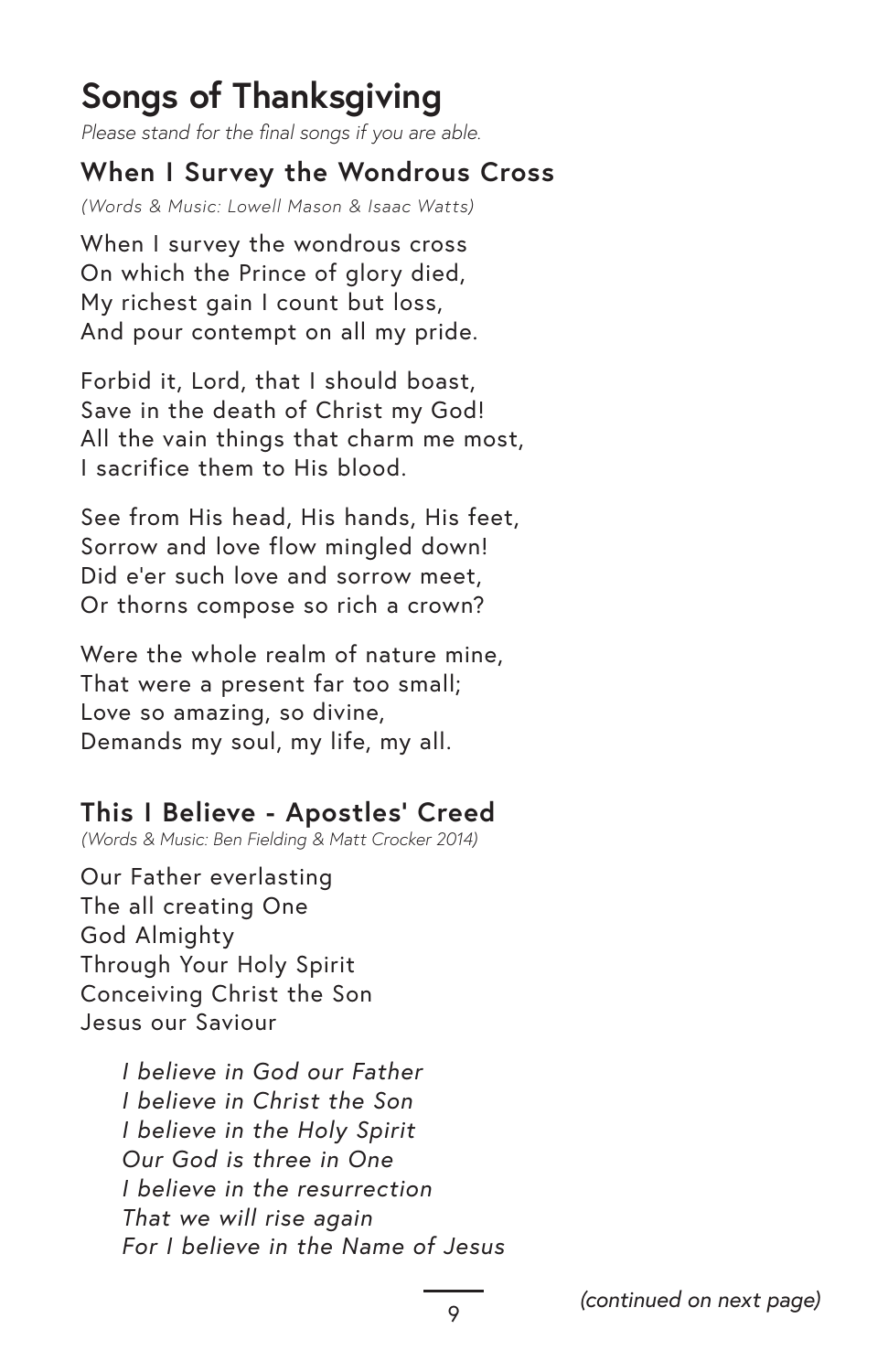# Songs of Thanksgiving

*Please stand for the final songs if you are able.*

## When I Survey the Wondrous Cross

*(Words & Music: Lowell Mason & Isaac Watts)*

When I survey the wondrous cross
On which the Prince of glory died,
My richest gain I count but loss,
And pour contempt on all my pride.

Forbid it, Lord, that I should boast,
Save in the death of Christ my God!
All the vain things that charm me most,
I sacrifice them to His blood.

See from His head, His hands, His feet,
Sorrow and love flow mingled down!
Did e'er such love and sorrow meet,
Or thorns compose so rich a crown?

Were the whole realm of nature mine,
That were a present far too small;
Love so amazing, so divine,
Demands my soul, my life, my all.

## This I Believe - Apostles' Creed

*(Words & Music: Ben Fielding & Matt Crocker 2014)*

Our Father everlasting
The all creating One
God Almighty
Through Your Holy Spirit
Conceiving Christ the Son
Jesus our Saviour

> *I believe in God our Father*
> *I believe in Christ the Son*
> *I believe in the Holy Spirit*
> *Our God is three in One*
> *I believe in the resurrection*
> *That we will rise again*
> *For I believe in the Name of Jesus*

*(continued on next page)*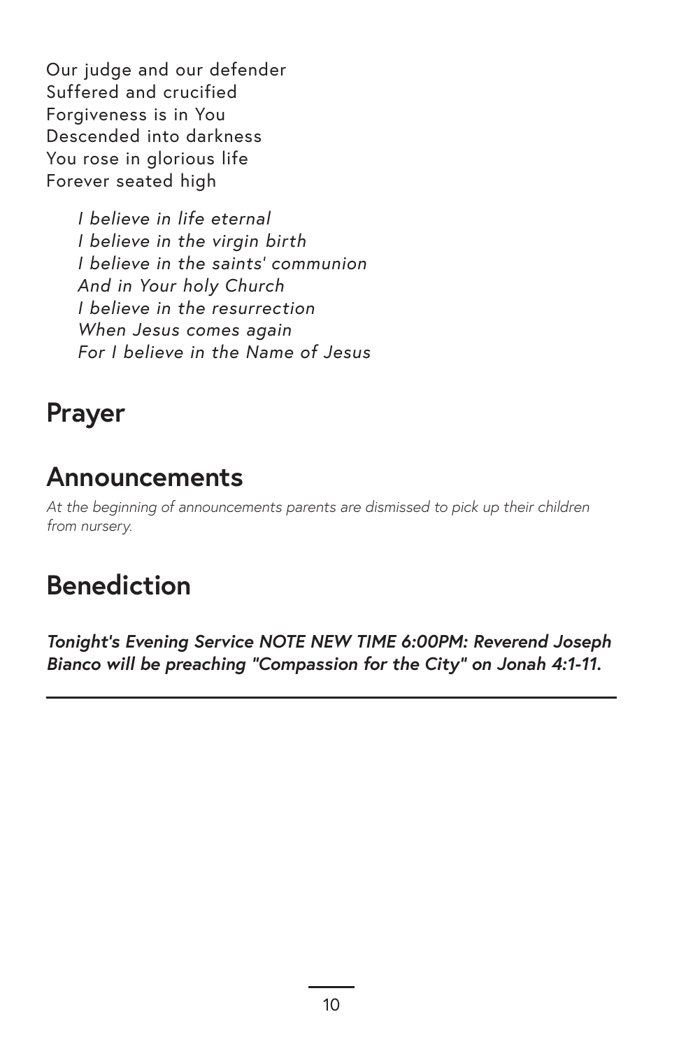Our judge and our defender
Suffered and crucified
Forgiveness is in You
Descended into darkness
You rose in glorious life
Forever seated high

*I believe in life eternal*
*I believe in the virgin birth*
*I believe in the saints' communion*
*And in Your holy Church*
*I believe in the resurrection*
*When Jesus comes again*
*For I believe in the Name of Jesus*

## Prayer

## Announcements

*At the beginning of announcements parents are dismissed to pick up their children from nursery.*

## Benediction

***Tonight's Evening Service NOTE NEW TIME 6:00PM: Reverend Joseph Bianco will be preaching "Compassion for the City" on Jonah 4:1-11.***